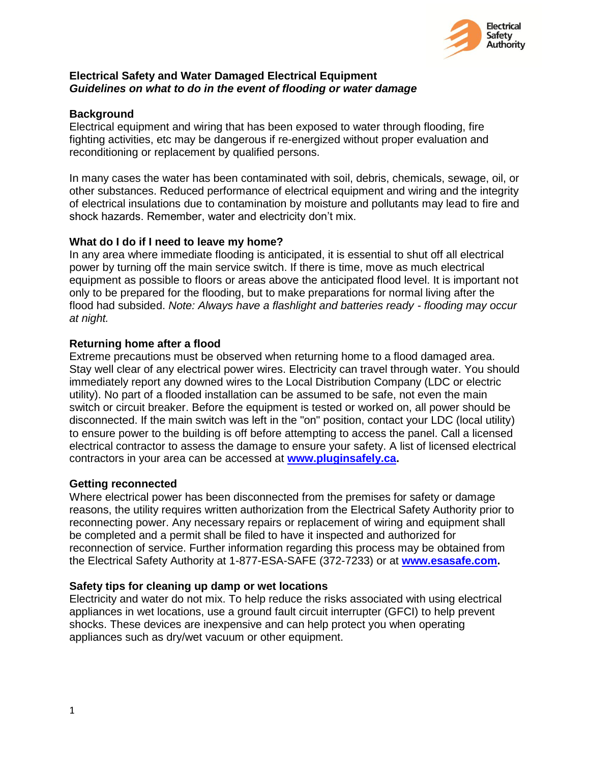# Electrical Safety and Water Damaged Electrical Equipment

***Guidelines on what to do in the event of flooding or water damage***

## Background

Electrical equipment and wiring that has been exposed to water through flooding, fire fighting activities, etc may be dangerous if re-energized without proper evaluation and reconditioning or replacement by qualified persons.

In many cases the water has been contaminated with soil, debris, chemicals, sewage, oil, or other substances. Reduced performance of electrical equipment and wiring and the integrity of electrical insulations due to contamination by moisture and pollutants may lead to fire and shock hazards. Remember, water and electricity don't mix.

## What do I do if I need to leave my home?

In any area where immediate flooding is anticipated, it is essential to shut off all electrical power by turning off the main service switch. If there is time, move as much electrical equipment as possible to floors or areas above the anticipated flood level. It is important not only to be prepared for the flooding, but to make preparations for normal living after the flood had subsided. *Note: Always have a flashlight and batteries ready - flooding may occur at night.*

## Returning home after a flood

Extreme precautions must be observed when returning home to a flood damaged area. Stay well clear of any electrical power wires. Electricity can travel through water. You should immediately report any downed wires to the Local Distribution Company (LDC or electric utility). No part of a flooded installation can be assumed to be safe, not even the main switch or circuit breaker. Before the equipment is tested or worked on, all power should be disconnected. If the main switch was left in the "on" position, contact your LDC (local utility) to ensure power to the building is off before attempting to access the panel. Call a licensed electrical contractor to assess the damage to ensure your safety. A list of licensed electrical contractors in your area can be accessed at **[www.pluginsafely.ca](http://www.pluginsafely.ca).**

## Getting reconnected

Where electrical power has been disconnected from the premises for safety or damage reasons, the utility requires written authorization from the Electrical Safety Authority prior to reconnecting power. Any necessary repairs or replacement of wiring and equipment shall be completed and a permit shall be filed to have it inspected and authorized for reconnection of service. Further information regarding this process may be obtained from the Electrical Safety Authority at 1-877-ESA-SAFE (372-7233) or at **[www.esasafe.com](http://www.esasafe.com).**

## Safety tips for cleaning up damp or wet locations

Electricity and water do not mix. To help reduce the risks associated with using electrical appliances in wet locations, use a ground fault circuit interrupter (GFCI) to help prevent shocks. These devices are inexpensive and can help protect you when operating appliances such as dry/wet vacuum or other equipment.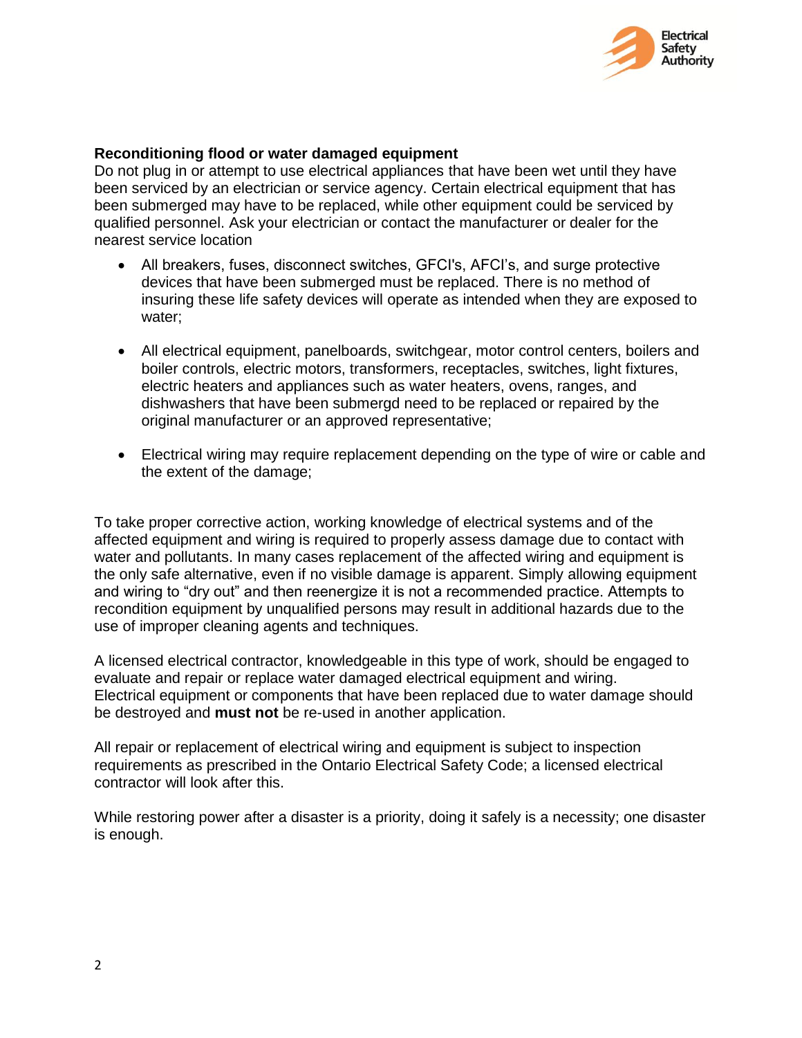**Reconditioning flood or water damaged equipment**

Do not plug in or attempt to use electrical appliances that have been wet until they have been serviced by an electrician or service agency. Certain electrical equipment that has been submerged may have to be replaced, while other equipment could be serviced by qualified personnel. Ask your electrician or contact the manufacturer or dealer for the nearest service location

- All breakers, fuses, disconnect switches, GFCI's, AFCI's, and surge protective devices that have been submerged must be replaced. There is no method of insuring these life safety devices will operate as intended when they are exposed to water;

- All electrical equipment, panelboards, switchgear, motor control centers, boilers and boiler controls, electric motors, transformers, receptacles, switches, light fixtures, electric heaters and appliances such as water heaters, ovens, ranges, and dishwashers that have been submergd need to be replaced or repaired by the original manufacturer or an approved representative;

- Electrical wiring may require replacement depending on the type of wire or cable and the extent of the damage;

To take proper corrective action, working knowledge of electrical systems and of the affected equipment and wiring is required to properly assess damage due to contact with water and pollutants. In many cases replacement of the affected wiring and equipment is the only safe alternative, even if no visible damage is apparent. Simply allowing equipment and wiring to "dry out" and then reenergize it is not a recommended practice. Attempts to recondition equipment by unqualified persons may result in additional hazards due to the use of improper cleaning agents and techniques.

A licensed electrical contractor, knowledgeable in this type of work, should be engaged to evaluate and repair or replace water damaged electrical equipment and wiring. Electrical equipment or components that have been replaced due to water damage should be destroyed and **must not** be re-used in another application.

All repair or replacement of electrical wiring and equipment is subject to inspection requirements as prescribed in the Ontario Electrical Safety Code; a licensed electrical contractor will look after this.

While restoring power after a disaster is a priority, doing it safely is a necessity; one disaster is enough.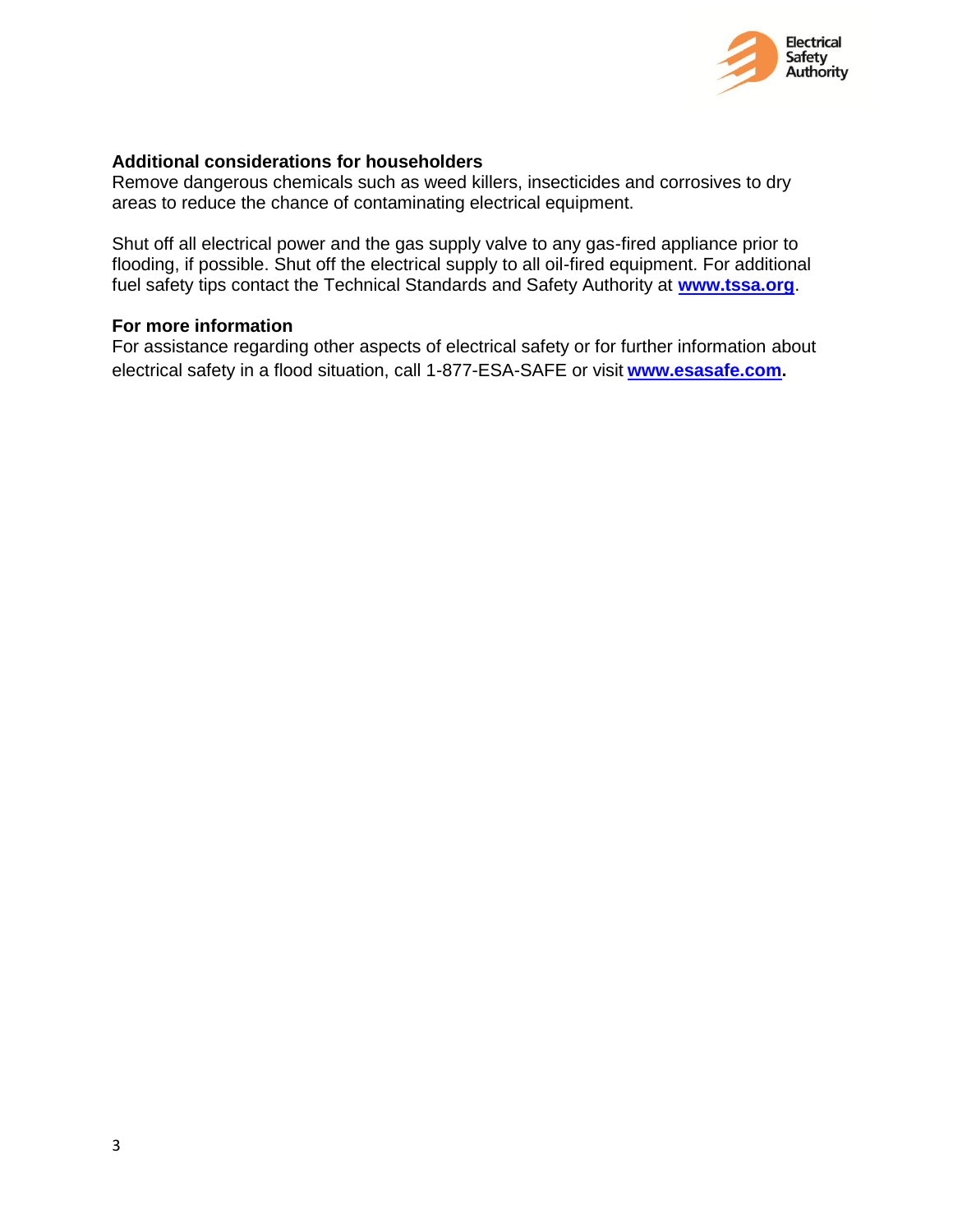**Additional considerations for householders**

Remove dangerous chemicals such as weed killers, insecticides and corrosives to dry areas to reduce the chance of contaminating electrical equipment.

Shut off all electrical power and the gas supply valve to any gas-fired appliance prior to flooding, if possible. Shut off the electrical supply to all oil-fired equipment. For additional fuel safety tips contact the Technical Standards and Safety Authority at **www.tssa.org**.

**For more information**

For assistance regarding other aspects of electrical safety or for further information about electrical safety in a flood situation, call 1-877-ESA-SAFE or visit **www.esasafe.com.**